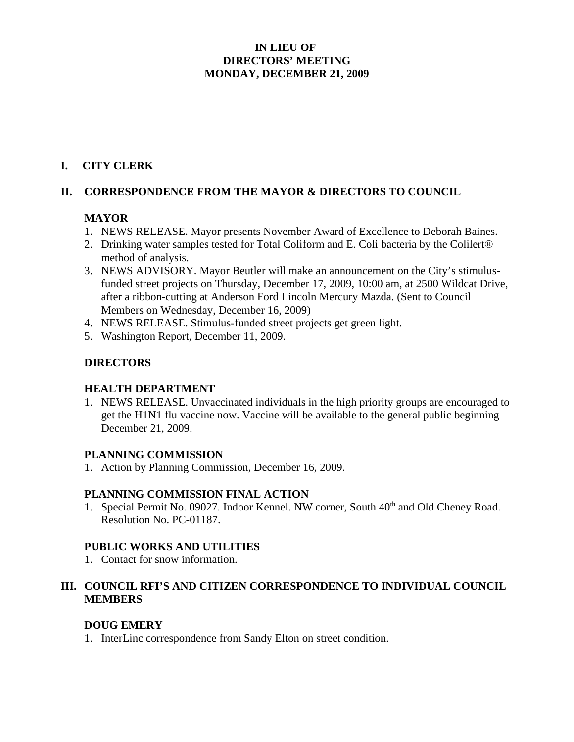# IN LIEU OF
# DIRECTORS' MEETING
# MONDAY, DECEMBER 21, 2009

## I. CITY CLERK

## II. CORRESPONDENCE FROM THE MAYOR & DIRECTORS TO COUNCIL

### MAYOR

1. NEWS RELEASE. Mayor presents November Award of Excellence to Deborah Baines.
2. Drinking water samples tested for Total Coliform and E. Coli bacteria by the Colilert® method of analysis.
3. NEWS ADVISORY. Mayor Beutler will make an announcement on the City's stimulus-funded street projects on Thursday, December 17, 2009, 10:00 am, at 2500 Wildcat Drive, after a ribbon-cutting at Anderson Ford Lincoln Mercury Mazda. (Sent to Council Members on Wednesday, December 16, 2009)
4. NEWS RELEASE. Stimulus-funded street projects get green light.
5. Washington Report, December 11, 2009.

### DIRECTORS

### HEALTH DEPARTMENT

1. NEWS RELEASE. Unvaccinated individuals in the high priority groups are encouraged to get the H1N1 flu vaccine now. Vaccine will be available to the general public beginning December 21, 2009.

### PLANNING COMMISSION

1. Action by Planning Commission, December 16, 2009.

### PLANNING COMMISSION FINAL ACTION

1. Special Permit No. 09027. Indoor Kennel. NW corner, South 40th and Old Cheney Road. Resolution No. PC-01187.

### PUBLIC WORKS AND UTILITIES

1. Contact for snow information.

## III. COUNCIL RFI'S AND CITIZEN CORRESPONDENCE TO INDIVIDUAL COUNCIL MEMBERS

### DOUG EMERY

1. InterLinc correspondence from Sandy Elton on street condition.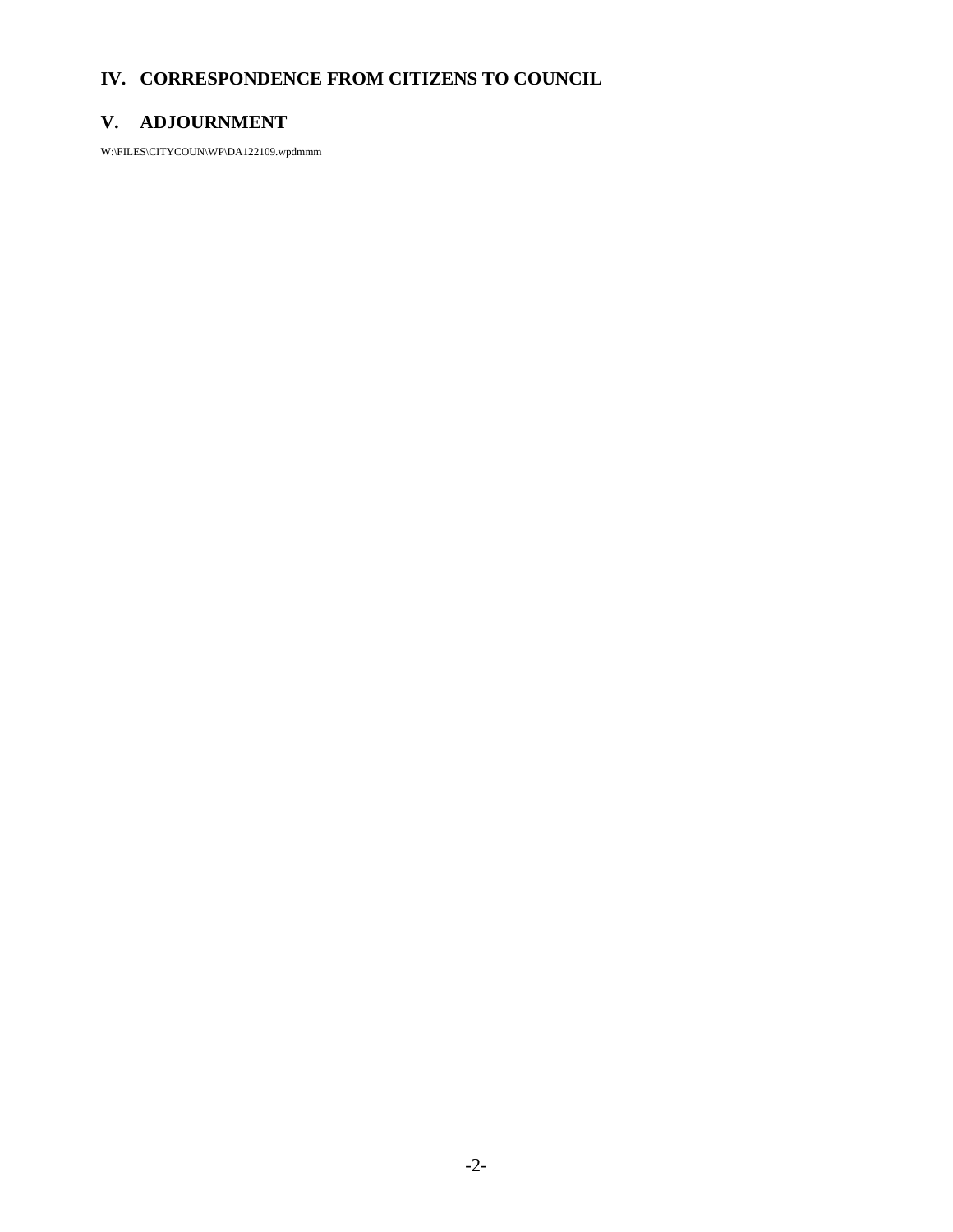## IV. CORRESPONDENCE FROM CITIZENS TO COUNCIL

## V. ADJOURNMENT

W:\FILES\CITYCOUN\WP\DA122109.wpdmmm